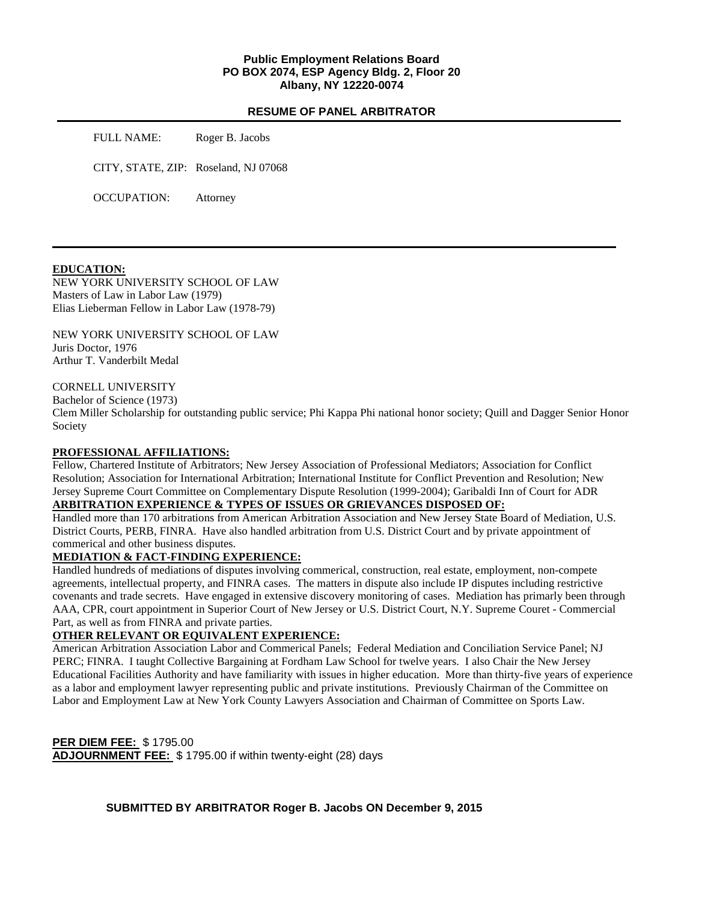**Public Employment Relations Board**
**PO BOX 2074, ESP Agency Bldg. 2, Floor 20**
**Albany, NY 12220-0074**

## RESUME OF PANEL ARBITRATOR

FULL NAME: Roger B. Jacobs

CITY, STATE, ZIP: Roseland, NJ 07068

OCCUPATION: Attorney

---

**EDUCATION:**

NEW YORK UNIVERSITY SCHOOL OF LAW
Masters of Law in Labor Law (1979)
Elias Lieberman Fellow in Labor Law (1978-79)

NEW YORK UNIVERSITY SCHOOL OF LAW
Juris Doctor, 1976
Arthur T. Vanderbilt Medal

CORNELL UNIVERSITY
Bachelor of Science (1973)
Clem Miller Scholarship for outstanding public service; Phi Kappa Phi national honor society; Quill and Dagger Senior Honor Society

**PROFESSIONAL AFFILIATIONS:**

Fellow, Chartered Institute of Arbitrators; New Jersey Association of Professional Mediators; Association for Conflict Resolution; Association for International Arbitration; International Institute for Conflict Prevention and Resolution; New Jersey Supreme Court Committee on Complementary Dispute Resolution (1999-2004); Garibaldi Inn of Court for ADR

**ARBITRATION EXPERIENCE & TYPES OF ISSUES OR GRIEVANCES DISPOSED OF:**

Handled more than 170 arbitrations from American Arbitration Association and New Jersey State Board of Mediation, U.S. District Courts, PERB, FINRA. Have also handled arbitration from U.S. District Court and by private appointment of commerical and other business disputes.

**MEDIATION & FACT-FINDING EXPERIENCE:**

Handled hundreds of mediations of disputes involving commerical, construction, real estate, employment, non-compete agreements, intellectual property, and FINRA cases. The matters in dispute also include IP disputes including restrictive covenants and trade secrets. Have engaged in extensive discovery monitoring of cases. Mediation has primarily been through AAA, CPR, court appointment in Superior Court of New Jersey or U.S. District Court, N.Y. Supreme Couret - Commercial Part, as well as from FINRA and private parties.

**OTHER RELEVANT OR EQUIVALENT EXPERIENCE:**

American Arbitration Association Labor and Commerical Panels; Federal Mediation and Conciliation Service Panel; NJ PERC; FINRA. I taught Collective Bargaining at Fordham Law School for twelve years. I also Chair the New Jersey Educational Facilities Authority and have familiarity with issues in higher education. More than thirty-five years of experience as a labor and employment lawyer representing public and private institutions. Previously Chairman of the Committee on Labor and Employment Law at New York County Lawyers Association and Chairman of Committee on Sports Law.

**PER DIEM FEE:** $ 1795.00
**ADJOURNMENT FEE:** $ 1795.00 if within twenty-eight (28) days

**SUBMITTED BY ARBITRATOR Roger B. Jacobs ON December 9, 2015**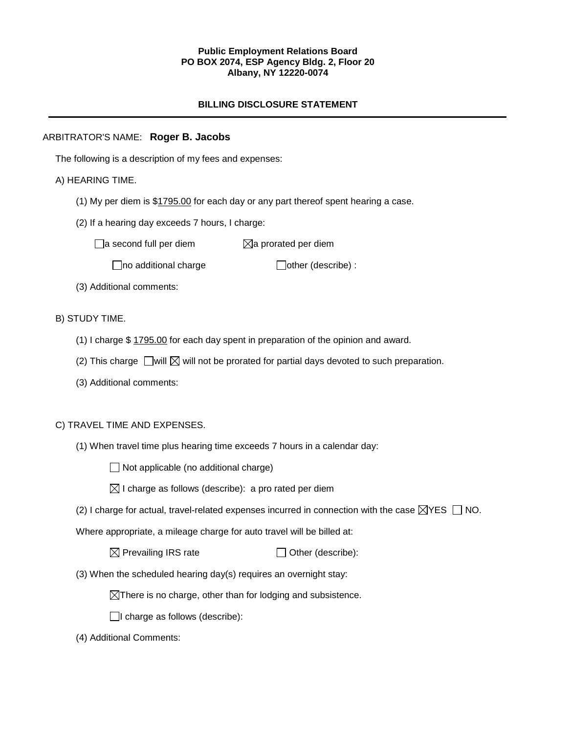**Public Employment Relations Board**
**PO BOX 2074, ESP Agency Bldg. 2, Floor 20**
**Albany, NY 12220-0074**

## BILLING DISCLOSURE STATEMENT

---

ARBITRATOR'S NAME: **Roger B. Jacobs**

The following is a description of my fees and expenses:

A) HEARING TIME.

(1) My per diem is $1795.00 for each day or any part thereof spent hearing a case.

(2) If a hearing day exceeds 7 hours, I charge:

☐ a second full per diem ☒ a prorated per diem

☐ no additional charge ☐ other (describe) :

(3) Additional comments:

B) STUDY TIME.

(1) I charge $ 1795.00 for each day spent in preparation of the opinion and award.

(2) This charge ☐ will ☒ will not be prorated for partial days devoted to such preparation.

(3) Additional comments:

C) TRAVEL TIME AND EXPENSES.

(1) When travel time plus hearing time exceeds 7 hours in a calendar day:

☐ Not applicable (no additional charge)

☒ I charge as follows (describe): a pro rated per diem

(2) I charge for actual, travel-related expenses incurred in connection with the case ☒ YES ☐ NO.

Where appropriate, a mileage charge for auto travel will be billed at:

☒ Prevailing IRS rate ☐ Other (describe):

(3) When the scheduled hearing day(s) requires an overnight stay:

☒ There is no charge, other than for lodging and subsistence.

☐ I charge as follows (describe):

(4) Additional Comments: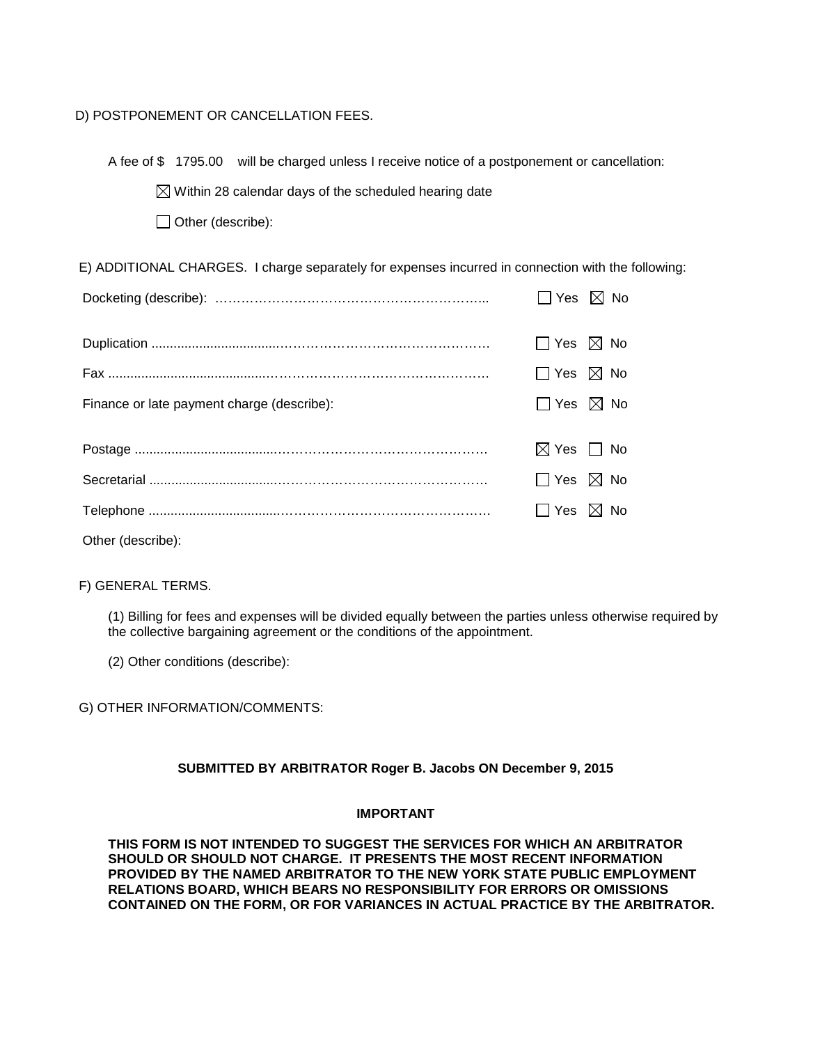D) POSTPONEMENT OR CANCELLATION FEES.

A fee of $ 1795.00 will be charged unless I receive notice of a postponement or cancellation:

☒ Within 28 calendar days of the scheduled hearing date

☐ Other (describe):

E) ADDITIONAL CHARGES. I charge separately for expenses incurred in connection with the following:

| | |
|---|---|
| Docketing (describe): | ☐ Yes ☒ No |
| Duplication | ☐ Yes ☒ No |
| Fax | ☐ Yes ☒ No |
| Finance or late payment charge (describe): | ☐ Yes ☒ No |
| Postage | ☒ Yes ☐ No |
| Secretarial | ☐ Yes ☒ No |
| Telephone | ☐ Yes ☒ No |

Other (describe):

F) GENERAL TERMS.

(1) Billing for fees and expenses will be divided equally between the parties unless otherwise required by the collective bargaining agreement or the conditions of the appointment.

(2) Other conditions (describe):

G) OTHER INFORMATION/COMMENTS:

**SUBMITTED BY ARBITRATOR Roger B. Jacobs ON December 9, 2015**

**IMPORTANT**

**THIS FORM IS NOT INTENDED TO SUGGEST THE SERVICES FOR WHICH AN ARBITRATOR SHOULD OR SHOULD NOT CHARGE. IT PRESENTS THE MOST RECENT INFORMATION PROVIDED BY THE NAMED ARBITRATOR TO THE NEW YORK STATE PUBLIC EMPLOYMENT RELATIONS BOARD, WHICH BEARS NO RESPONSIBILITY FOR ERRORS OR OMISSIONS CONTAINED ON THE FORM, OR FOR VARIANCES IN ACTUAL PRACTICE BY THE ARBITRATOR.**